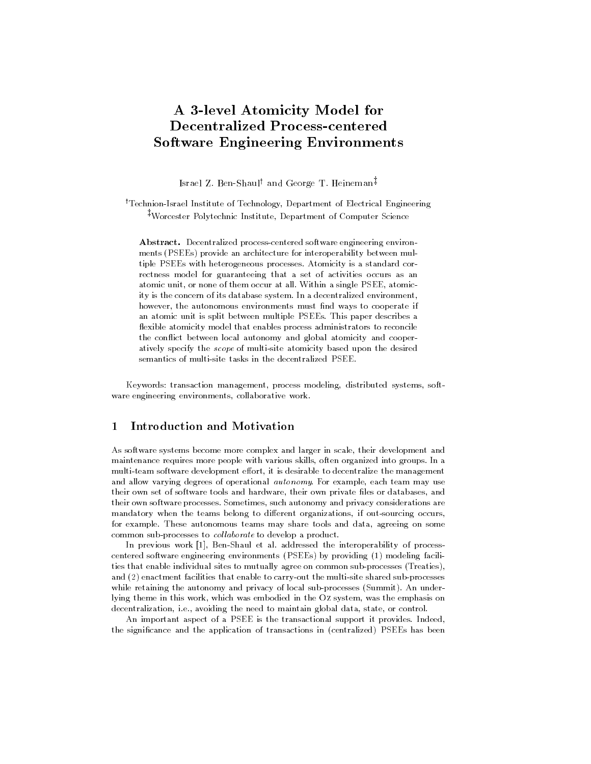# A 3-level Atomicity Model for Decentralized Process-centered Software Engineering Environments

Israel Z. Ben-Shaul[†] and George T. Heineman[‡]

[†]Technion-Israel Institute of Technology, Department of Electrical Engineering
[‡]Worcester Polytechnic Institute, Department of Computer Science

**Abstract.** Decentralized process-centered software engineering environments (PSEEs) provide an architecture for interoperability between multiple PSEEs with heterogeneous processes. Atomicity is a standard correctness model for guaranteeing that a set of activities occurs as an atomic unit, or none of them occur at all. Within a single PSEE, atomicity is the concern of its database system. In a decentralized environment, however, the autonomous environments must find ways to cooperate if an atomic unit is split between multiple PSEEs. This paper describes a flexible atomicity model that enables process administrators to reconcile the conflict between local autonomy and global atomicity and cooperatively specify the *scope* of multi-site atomicity based upon the desired semantics of multi-site tasks in the decentralized PSEE.

Keywords: transaction management, process modeling, distributed systems, software engineering environments, collaborative work.

## 1 Introduction and Motivation

As software systems become more complex and larger in scale, their development and maintenance requires more people with various skills, often organized into groups. In a multi-team software development effort, it is desirable to decentralize the management and allow varying degrees of operational *autonomy*. For example, each team may use their own set of software tools and hardware, their own private files or databases, and their own software processes. Sometimes, such autonomy and privacy considerations are mandatory when the teams belong to different organizations, if out-sourcing occurs, for example. These autonomous teams may share tools and data, agreeing on some common sub-processes to *collaborate* to develop a product.

In previous work [1], Ben-Shaul et al. addressed the interoperability of process-centered software engineering environments (PSEEs) by providing (1) modeling facilities that enable individual sites to mutually agree on common sub-processes (Treaties), and (2) enactment facilities that enable to carry-out the multi-site shared sub-processes while retaining the autonomy and privacy of local sub-processes (Summit). An underlying theme in this work, which was embodied in the Oz system, was the emphasis on decentralization, i.e., avoiding the need to maintain global data, state, or control.

An important aspect of a PSEE is the transactional support it provides. Indeed, the significance and the application of transactions in (centralized) PSEEs has been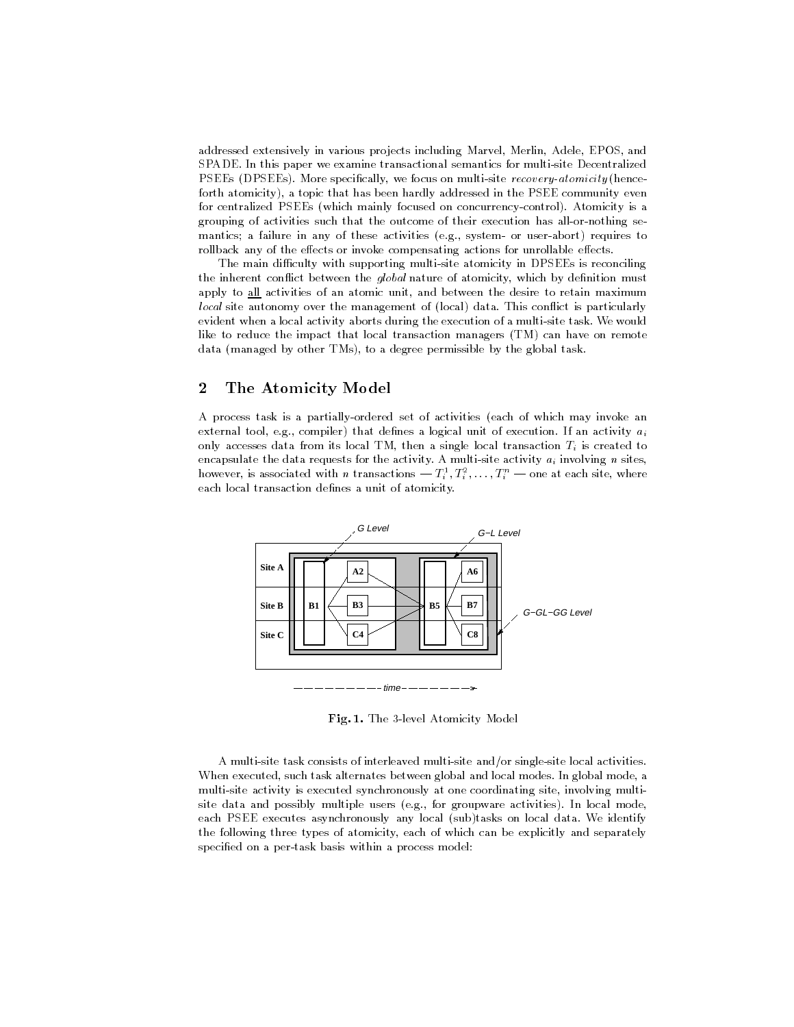addressed extensively in various projects including Marvel, Merlin, Adele, EPOS, and SPADE. In this paper we examine transactional semantics for multi-site Decentralized PSEEs (DPSEEs). More specifically, we focus on multi-site *recovery-atomicity* (henceforth atomicity), a topic that has been hardly addressed in the PSEE community even for centralized PSEEs (which mainly focused on concurrency-control). Atomicity is a grouping of activities such that the outcome of their execution has all-or-nothing semantics; a failure in any of these activities (e.g., system- or user-abort) requires to rollback any of the effects or invoke compensating actions for unrollable effects.

The main difficulty with supporting multi-site atomicity in DPSEEs is reconciling the inherent conflict between the *global* nature of atomicity, which by definition must apply to all activities of an atomic unit, and between the desire to retain maximum *local* site autonomy over the management of (local) data. This conflict is particularly evident when a local activity aborts during the execution of a multi-site task. We would like to reduce the impact that local transaction managers (TM) can have on remote data (managed by other TMs), to a degree permissible by the global task.

## 2 The Atomicity Model

A process task is a partially-ordered set of activities (each of which may invoke an external tool, e.g., compiler) that defines a logical unit of execution. If an activity $a_i$ only accesses data from its local TM, then a single local transaction $T_i$ is created to encapsulate the data requests for the activity. A multi-site activity $a_i$ involving $n$ sites, however, is associated with $n$ transactions — $T_i^1, T_i^2, \ldots, T_i^n$ — one at each site, where each local transaction defines a unit of atomicity.

**Fig. 1.** The 3-level Atomicity Model

A multi-site task consists of interleaved multi-site and/or single-site local activities. When executed, such task alternates between global and local modes. In global mode, a multi-site activity is executed synchronously at one coordinating site, involving multi-site data and possibly multiple users (e.g., for groupware activities). In local mode, each PSEE executes asynchronously any local (sub)tasks on local data. We identify the following three types of atomicity, each of which can be explicitly and separately specified on a per-task basis within a process model: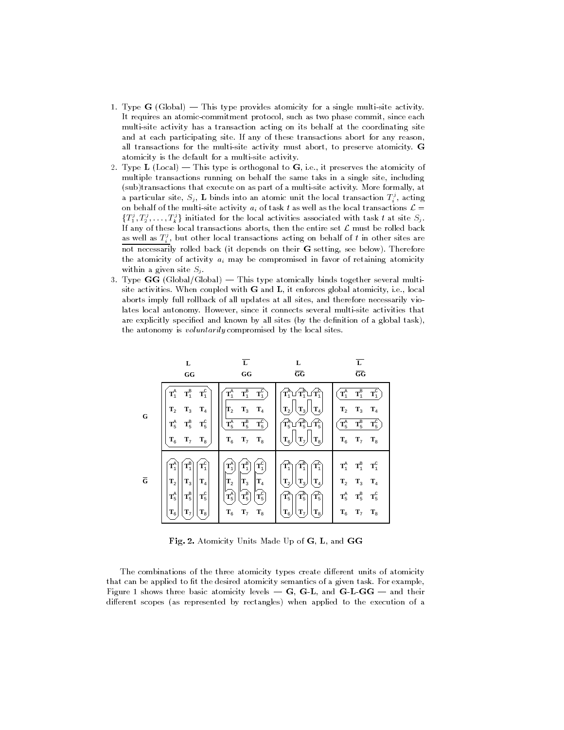1. Type **G** (Global) — This type provides atomicity for a single multi-site activity. It requires an atomic-commitment protocol, such as two phase commit, since each multi-site activity has a transaction acting on its behalf at the coordinating site and at each participating site. If any of these transactions abort for any reason, all transactions for the multi-site activity must abort, to preserve atomicity. **G** atomicity is the default for a multi-site activity.
2. Type **L** (Local) — This type is orthogonal to **G**, i.e., it preserves the atomicity of multiple transactions running on behalf the same taks in a single site, including (sub)transactions that execute on as part of a multi-site activity. More formally, at a particular site, $S_j$, **L** binds into an atomic unit the local transaction $T_i^j$, acting on behalf of the multi-site activity $a_i$ of task $t$ as well as the local transactions $\mathcal{L} = \{T_1^j, T_2^j, \ldots, T_k^j\}$ initiated for the local activities associated with task $t$ at site $S_j$. If any of these local transactions aborts, then the entire set $\mathcal{L}$ must be rolled back as well as $T_i^j$, but other local transactions acting on behalf of $t$ in other sites are not necessarily rolled back (it depends on their **G** setting, see below). Therefore the atomicity of activity $a_i$ may be compromised in favor of retaining atomicity within a given site $S_j$.
3. Type **GG** (Global/Global) — This type atomically binds together several multi-site activities. When coupled with **G** and **L**, it enforces global atomicity, i.e., local aborts imply full rollback of all updates at all sites, and therefore necessarily violates local autonomy. However, since it connects several multi-site activities that are explicitly specified and known by all sites (by the definition of a global task), the autonomy is *voluntarily* compromised by the local sites.

**Fig. 2.** Atomicity Units Made Up of **G**, **L**, and **GG**

The combinations of the three atomicity types create different units of atomicity that can be applied to fit the desired atomicity semantics of a given task. For example, Figure 1 shows three basic atomicity levels — **G**, **G-L**, and **G-L-GG** — and their different scopes (as represented by rectangles) when applied to the execution of a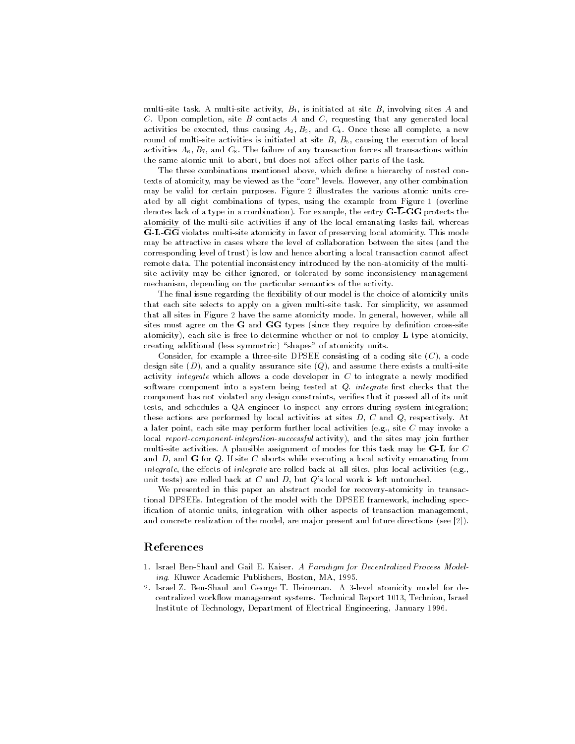multi-site task. A multi-site activity, $B_1$, is initiated at site $B$, involving sites $A$ and $C$. Upon completion, site $B$ contacts $A$ and $C$, requesting that any generated local activities be executed, thus causing $A_2$, $B_3$, and $C_4$. Once these all complete, a new round of multi-site activities is initiated at site $B$, $B_5$, causing the execution of local activities $A_6$, $B_7$, and $C_8$. The failure of any transaction forces all transactions within the same atomic unit to abort, but does not affect other parts of the task.

The three combinations mentioned above, which define a hierarchy of nested contexts of atomicity, may be viewed as the "core" levels. However, any other combination may be valid for certain purposes. Figure 2 illustrates the various atomic units created by all eight combinations of types, using the example from Figure 1 (overline denotes lack of a type in a combination). For example, the entry $\mathbf{G}$-$\overline{\mathbf{L}}$-$\mathbf{GG}$ protects the atomicity of the multi-site activities if any of the local emanating tasks fail, whereas $\overline{\mathbf{G}}$-$\mathbf{L}$-$\overline{\mathbf{GG}}$ violates multi-site atomicity in favor of preserving local atomicity. This mode may be attractive in cases where the level of collaboration between the sites (and the corresponding level of trust) is low and hence aborting a local transaction cannot affect remote data. The potential inconsistency introduced by the non-atomicity of the multi-site activity may be either ignored, or tolerated by some inconsistency management mechanism, depending on the particular semantics of the activity.

The final issue regarding the flexibility of our model is the choice of atomicity units that each site selects to apply on a given multi-site task. For simplicity, we assumed that all sites in Figure 2 have the same atomicity mode. In general, however, while all sites must agree on the **G** and **GG** types (since they require by definition cross-site atomicity), each site is free to determine whether or not to employ **L** type atomicity, creating additional (less symmetric) "shapes" of atomicity units.

Consider, for example a three-site DPSEE consisting of a coding site ($C$), a code design site ($D$), and a quality assurance site ($Q$), and assume there exists a multi-site activity *integrate* which allows a code developer in $C$ to integrate a newly modified software component into a system being tested at $Q$. *integrate* first checks that the component has not violated any design constraints, verifies that it passed all of its unit tests, and schedules a QA engineer to inspect any errors during system integration; these actions are performed by local activities at sites $D$, $C$ and $Q$, respectively. At a later point, each site may perform further local activities (e.g., site $C$ may invoke a local *report-component-integration-successful* activity), and the sites may join further multi-site activities. A plausible assignment of modes for this task may be **G-L** for $C$ and $D$, and **G** for $Q$. If site $C$ aborts while executing a local activity emanating from *integrate*, the effects of *integrate* are rolled back at all sites, plus local activities (e.g., unit tests) are rolled back at $C$ and $D$, but $Q$'s local work is left untouched.

We presented in this paper an abstract model for recovery-atomicity in transactional DPSEEs. Integration of the model with the DPSEE framework, including specification of atomic units, integration with other aspects of transaction management, and concrete realization of the model, are major present and future directions (see [2]).

## References

1. Israel Ben-Shaul and Gail E. Kaiser. *A Paradigm for Decentralized Process Modeling*. Kluwer Academic Publishers, Boston, MA, 1995.
2. Israel Z. Ben-Shaul and George T. Heineman. A 3-level atomicity model for decentralized workflow management systems. Technical Report 1013, Technion, Israel Institute of Technology, Department of Electrical Engineering, January 1996.